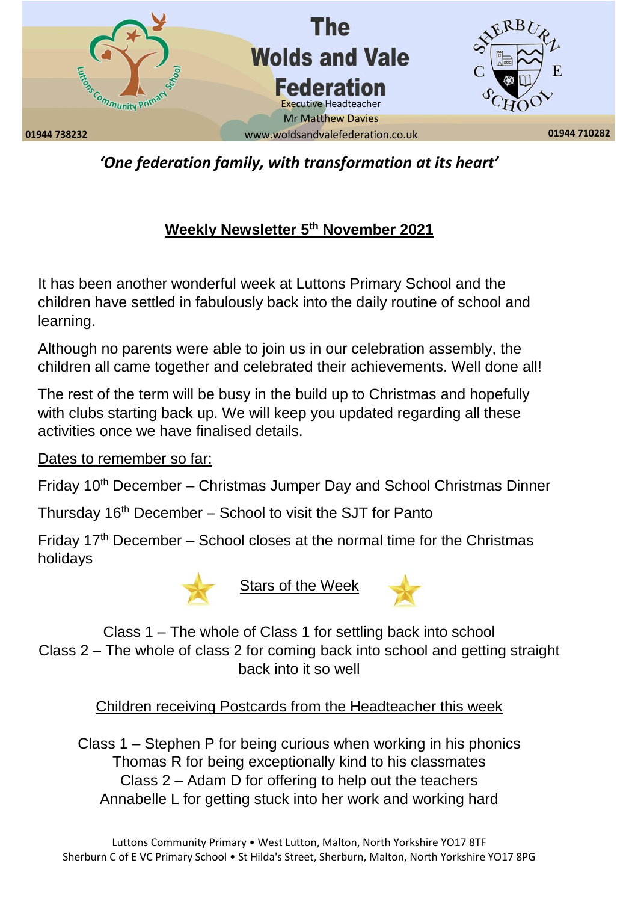# The Wolds and Vale Federation

Executive Headteacher

Mr Matthew Davies

www.woldsandvalefederation.co.uk

01944 738232

01944 710282

*'One federation family, with transformation at its heart'*

## Weekly Newsletter 5th November 2021

It has been another wonderful week at Luttons Primary School and the children have settled in fabulously back into the daily routine of school and learning.

Although no parents were able to join us in our celebration assembly, the children all came together and celebrated their achievements. Well done all!

The rest of the term will be busy in the build up to Christmas and hopefully with clubs starting back up. We will keep you updated regarding all these activities once we have finalised details.

Dates to remember so far:

Friday 10th December – Christmas Jumper Day and School Christmas Dinner

Thursday 16th December – School to visit the SJT for Panto

Friday 17th December – School closes at the normal time for the Christmas holidays

### Stars of the Week

Class 1 – The whole of Class 1 for settling back into school

Class 2 – The whole of class 2 for coming back into school and getting straight back into it so well

### Children receiving Postcards from the Headteacher this week

Class 1 – Stephen P for being curious when working in his phonics

Thomas R for being exceptionally kind to his classmates

Class 2 – Adam D for offering to help out the teachers

Annabelle L for getting stuck into her work and working hard

Luttons Community Primary • West Lutton, Malton, North Yorkshire YO17 8TF

Sherburn C of E VC Primary School • St Hilda's Street, Sherburn, Malton, North Yorkshire YO17 8PG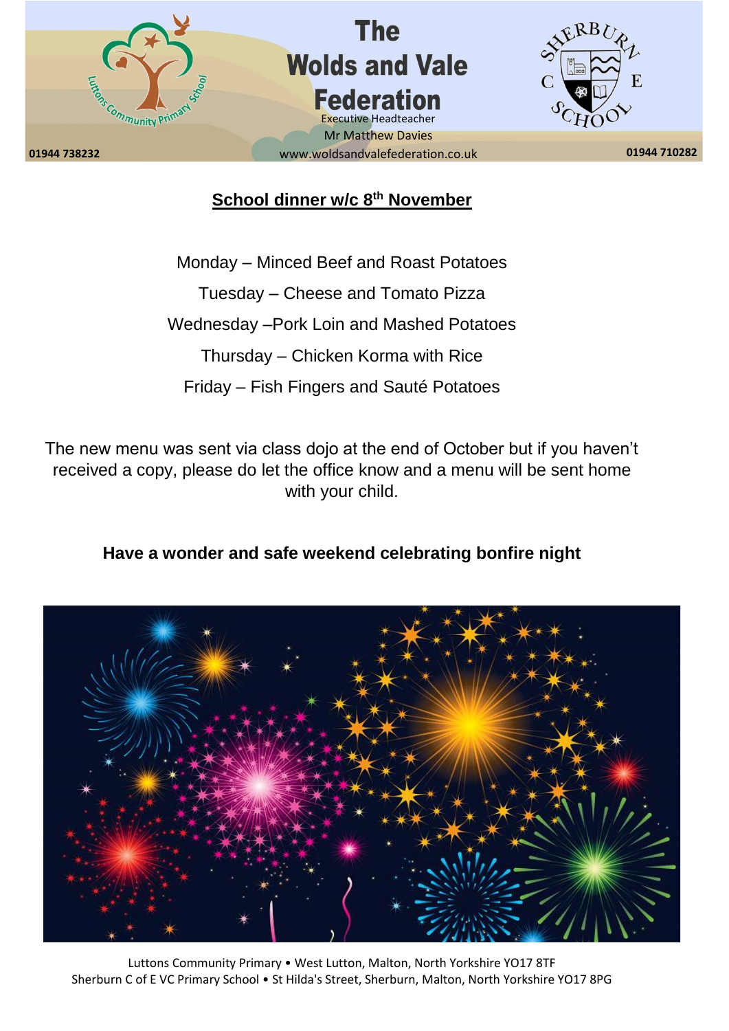# The Wolds and Vale Federation

Executive Headteacher
Mr Matthew Davies

01944 738232 www.woldsandvalefederation.co.uk 01944 710282

## School dinner w/c 8th November

Monday – Minced Beef and Roast Potatoes

Tuesday – Cheese and Tomato Pizza

Wednesday –Pork Loin and Mashed Potatoes

Thursday – Chicken Korma with Rice

Friday – Fish Fingers and Sauté Potatoes

The new menu was sent via class dojo at the end of October but if you haven't received a copy, please do let the office know and a menu will be sent home with your child.

**Have a wonder and safe weekend celebrating bonfire night**

Luttons Community Primary • West Lutton, Malton, North Yorkshire YO17 8TF
Sherburn C of E VC Primary School • St Hilda's Street, Sherburn, Malton, North Yorkshire YO17 8PG